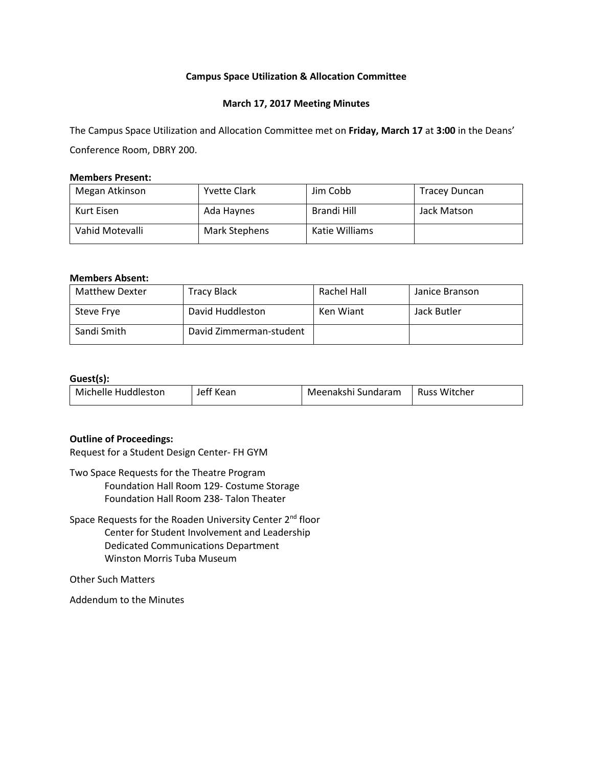**Campus Space Utilization & Allocation Committee**

**March 17, 2017 Meeting Minutes**

The Campus Space Utilization and Allocation Committee met on **Friday, March 17** at **3:00** in the Deans' Conference Room, DBRY 200.

**Members Present:**

| | | | |
|---|---|---|---|
| Megan Atkinson | Yvette Clark | Jim Cobb | Tracey Duncan |
| Kurt Eisen | Ada Haynes | Brandi Hill | Jack Matson |
| Vahid Motevalli | Mark Stephens | Katie Williams | |

**Members Absent:**

| | | | |
|---|---|---|---|
| Matthew Dexter | Tracy Black | Rachel Hall | Janice Branson |
| Steve Frye | David Huddleston | Ken Wiant | Jack Butler |
| Sandi Smith | David Zimmerman-student | | |

**Guest(s):**

| | | | |
|---|---|---|---|
| Michelle Huddleston | Jeff Kean | Meenakshi Sundaram | Russ Witcher |

**Outline of Proceedings:**

Request for a Student Design Center- FH GYM

Two Space Requests for the Theatre Program
- Foundation Hall Room 129- Costume Storage
- Foundation Hall Room 238- Talon Theater

Space Requests for the Roaden University Center 2nd floor
- Center for Student Involvement and Leadership
- Dedicated Communications Department
- Winston Morris Tuba Museum

Other Such Matters

Addendum to the Minutes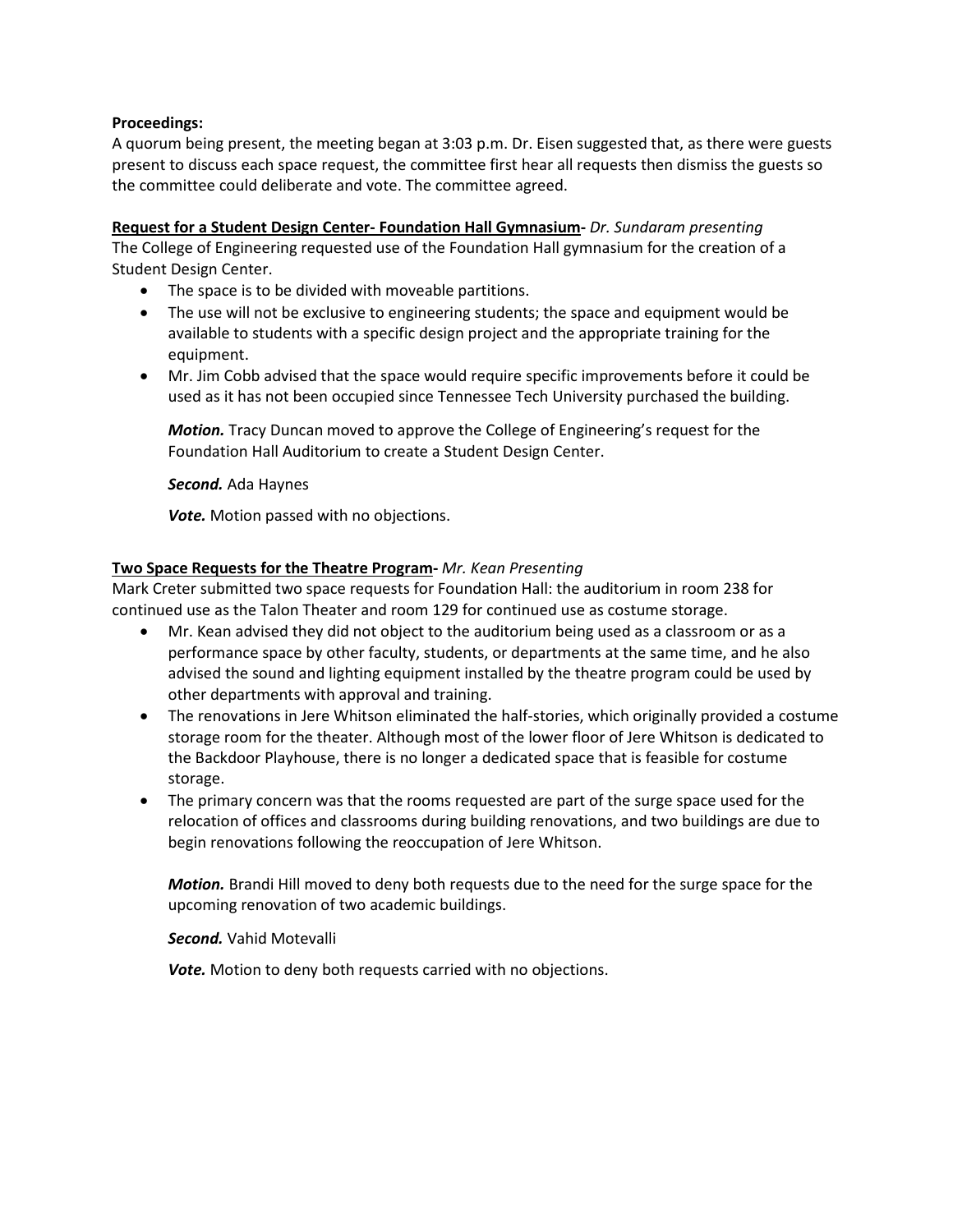**Proceedings:**
A quorum being present, the meeting began at 3:03 p.m. Dr. Eisen suggested that, as there were guests present to discuss each space request, the committee first hear all requests then dismiss the guests so the committee could deliberate and vote. The committee agreed.

**Request for a Student Design Center- Foundation Hall Gymnasium-** *Dr. Sundaram presenting*
The College of Engineering requested use of the Foundation Hall gymnasium for the creation of a Student Design Center.

- The space is to be divided with moveable partitions.
- The use will not be exclusive to engineering students; the space and equipment would be available to students with a specific design project and the appropriate training for the equipment.
- Mr. Jim Cobb advised that the space would require specific improvements before it could be used as it has not been occupied since Tennessee Tech University purchased the building.

*Motion.* Tracy Duncan moved to approve the College of Engineering's request for the Foundation Hall Auditorium to create a Student Design Center.

*Second.* Ada Haynes

*Vote.* Motion passed with no objections.

**Two Space Requests for the Theatre Program-** *Mr. Kean Presenting*
Mark Creter submitted two space requests for Foundation Hall: the auditorium in room 238 for continued use as the Talon Theater and room 129 for continued use as costume storage.

- Mr. Kean advised they did not object to the auditorium being used as a classroom or as a performance space by other faculty, students, or departments at the same time, and he also advised the sound and lighting equipment installed by the theatre program could be used by other departments with approval and training.
- The renovations in Jere Whitson eliminated the half-stories, which originally provided a costume storage room for the theater. Although most of the lower floor of Jere Whitson is dedicated to the Backdoor Playhouse, there is no longer a dedicated space that is feasible for costume storage.
- The primary concern was that the rooms requested are part of the surge space used for the relocation of offices and classrooms during building renovations, and two buildings are due to begin renovations following the reoccupation of Jere Whitson.

*Motion.* Brandi Hill moved to deny both requests due to the need for the surge space for the upcoming renovation of two academic buildings.

*Second.* Vahid Motevalli

*Vote.* Motion to deny both requests carried with no objections.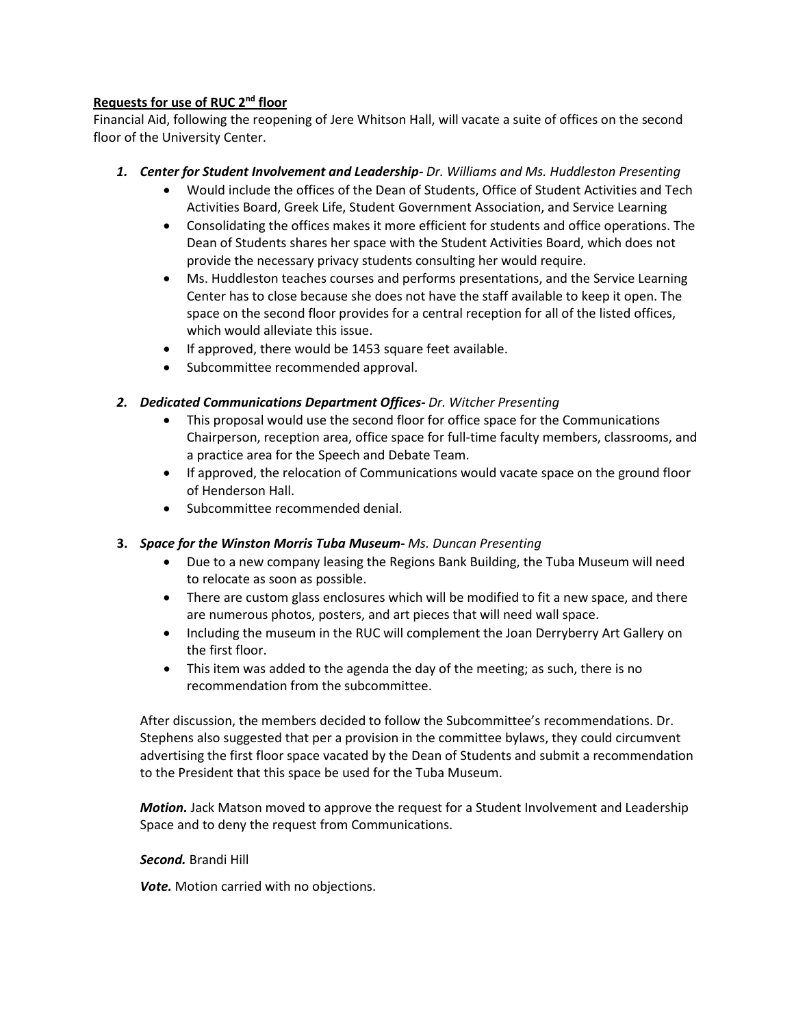**Requests for use of RUC 2nd floor**

Financial Aid, following the reopening of Jere Whitson Hall, will vacate a suite of offices on the second floor of the University Center.

1. ***Center for Student Involvement and Leadership-*** *Dr. Williams and Ms. Huddleston Presenting*
   - Would include the offices of the Dean of Students, Office of Student Activities and Tech Activities Board, Greek Life, Student Government Association, and Service Learning
   - Consolidating the offices makes it more efficient for students and office operations. The Dean of Students shares her space with the Student Activities Board, which does not provide the necessary privacy students consulting her would require.
   - Ms. Huddleston teaches courses and performs presentations, and the Service Learning Center has to close because she does not have the staff available to keep it open. The space on the second floor provides for a central reception for all of the listed offices, which would alleviate this issue.
   - If approved, there would be 1453 square feet available.
   - Subcommittee recommended approval.

2. ***Dedicated Communications Department Offices-*** *Dr. Witcher Presenting*
   - This proposal would use the second floor for office space for the Communications Chairperson, reception area, office space for full-time faculty members, classrooms, and a practice area for the Speech and Debate Team.
   - If approved, the relocation of Communications would vacate space on the ground floor of Henderson Hall.
   - Subcommittee recommended denial.

3. ***Space for the Winston Morris Tuba Museum-*** *Ms. Duncan Presenting*
   - Due to a new company leasing the Regions Bank Building, the Tuba Museum will need to relocate as soon as possible.
   - There are custom glass enclosures which will be modified to fit a new space, and there are numerous photos, posters, and art pieces that will need wall space.
   - Including the museum in the RUC will complement the Joan Derryberry Art Gallery on the first floor.
   - This item was added to the agenda the day of the meeting; as such, there is no recommendation from the subcommittee.

After discussion, the members decided to follow the Subcommittee's recommendations. Dr. Stephens also suggested that per a provision in the committee bylaws, they could circumvent advertising the first floor space vacated by the Dean of Students and submit a recommendation to the President that this space be used for the Tuba Museum.

***Motion.*** Jack Matson moved to approve the request for a Student Involvement and Leadership Space and to deny the request from Communications.

***Second.*** Brandi Hill

***Vote.*** Motion carried with no objections.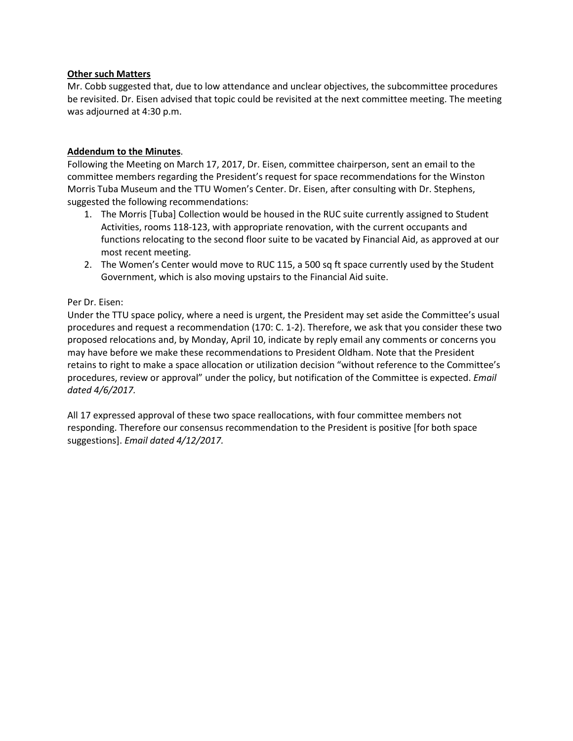**Other such Matters**

Mr. Cobb suggested that, due to low attendance and unclear objectives, the subcommittee procedures be revisited. Dr. Eisen advised that topic could be revisited at the next committee meeting. The meeting was adjourned at 4:30 p.m.

**Addendum to the Minutes**.

Following the Meeting on March 17, 2017, Dr. Eisen, committee chairperson, sent an email to the committee members regarding the President's request for space recommendations for the Winston Morris Tuba Museum and the TTU Women's Center. Dr. Eisen, after consulting with Dr. Stephens, suggested the following recommendations:

1. The Morris [Tuba] Collection would be housed in the RUC suite currently assigned to Student Activities, rooms 118-123, with appropriate renovation, with the current occupants and functions relocating to the second floor suite to be vacated by Financial Aid, as approved at our most recent meeting.
2. The Women's Center would move to RUC 115, a 500 sq ft space currently used by the Student Government, which is also moving upstairs to the Financial Aid suite.

Per Dr. Eisen:

Under the TTU space policy, where a need is urgent, the President may set aside the Committee's usual procedures and request a recommendation (170: C. 1-2). Therefore, we ask that you consider these two proposed relocations and, by Monday, April 10, indicate by reply email any comments or concerns you may have before we make these recommendations to President Oldham. Note that the President retains to right to make a space allocation or utilization decision "without reference to the Committee's procedures, review or approval" under the policy, but notification of the Committee is expected. *Email dated 4/6/2017.*

All 17 expressed approval of these two space reallocations, with four committee members not responding. Therefore our consensus recommendation to the President is positive [for both space suggestions]. *Email dated 4/12/2017.*